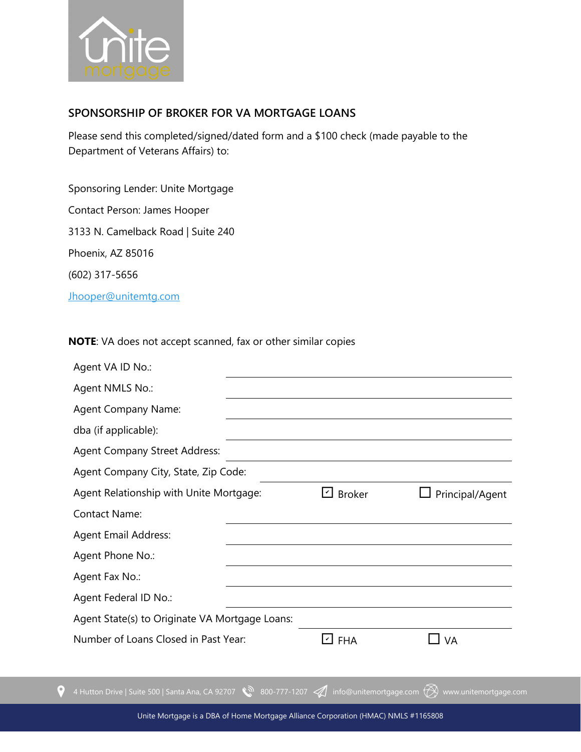## SPONSORSHIP OF BROKER FOR VA MORTGAGE LOANS

Please send this completed/signed/dated form and a $100 check (made payable to the Department of Veterans Affairs) to:

Sponsoring Lender: Unite Mortgage

Contact Person: James Hooper

3133 N. Camelback Road | Suite 240

Phoenix, AZ 85016

(602) 317-5656

Jhooper@unitemtg.com

**NOTE**: VA does not accept scanned, fax or other similar copies

Agent VA ID No.: ______________________________

Agent NMLS No.: ______________________________

Agent Company Name: ______________________________

dba (if applicable): ______________________________

Agent Company Street Address: ______________________________

Agent Company City, State, Zip Code: ______________________________

Agent Relationship with Unite Mortgage: ☑ Broker ☐ Principal/Agent

Contact Name: ______________________________

Agent Email Address: ______________________________

Agent Phone No.: ______________________________

Agent Fax No.: ______________________________

Agent Federal ID No.: ______________________________

Agent State(s) to Originate VA Mortgage Loans: ______________________________

Number of Loans Closed in Past Year: ☑ FHA ☐ VA

4 Hutton Drive | Suite 500 | Santa Ana, CA 92707 | 800-777-1207 | info@unitemortgage.com | www.unitemortgage.com

Unite Mortgage is a DBA of Home Mortgage Alliance Corporation (HMAC) NMLS #1165808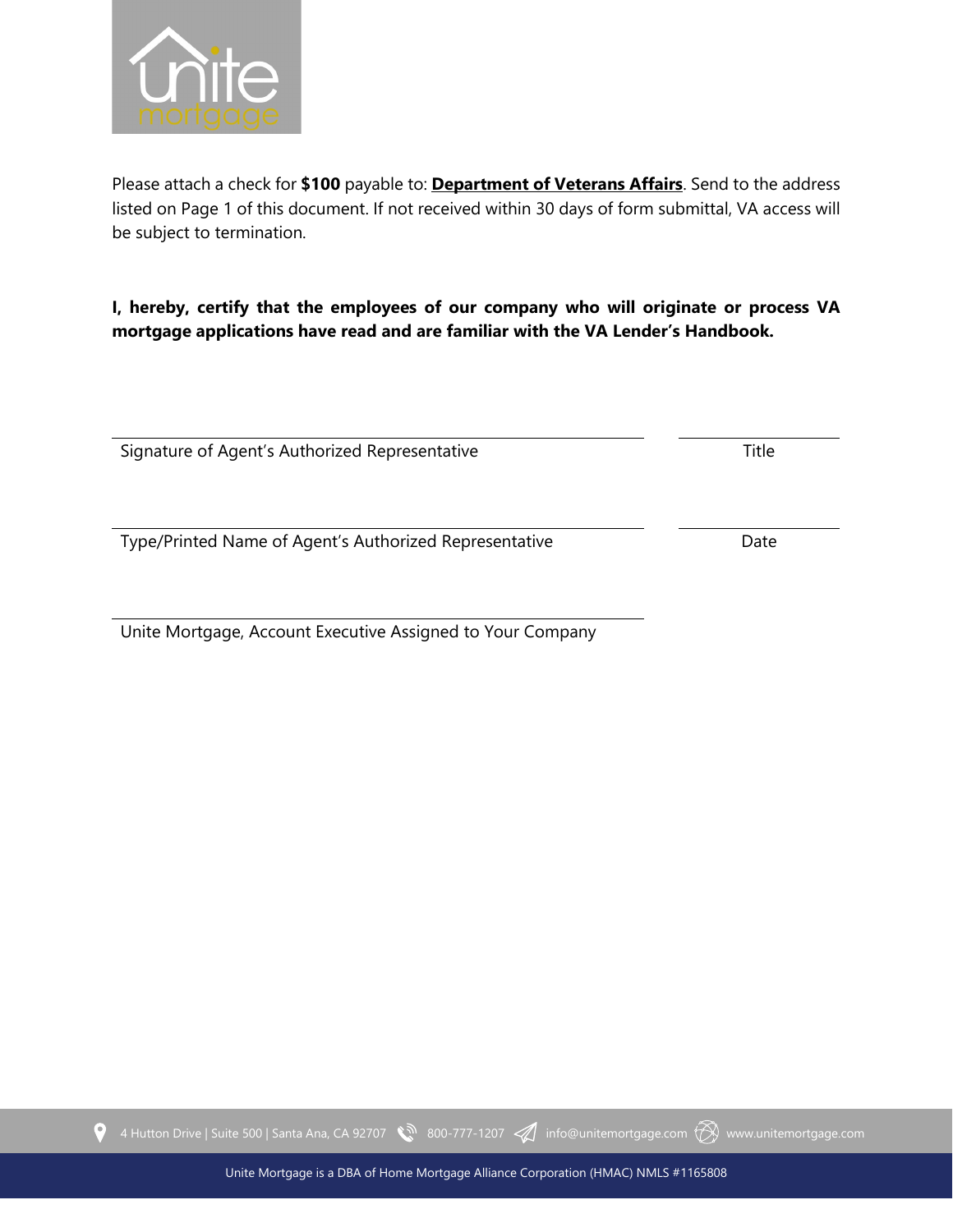Please attach a check for **$100** payable to: **Department of Veterans Affairs**. Send to the address listed on Page 1 of this document. If not received within 30 days of form submittal, VA access will be subject to termination.

**I, hereby, certify that the employees of our company who will originate or process VA mortgage applications have read and are familiar with the VA Lender's Handbook.**

______________________________________________ ______________

Signature of Agent's Authorized Representative | Title

______________________________________________ ______________

Type/Printed Name of Agent's Authorized Representative | Date

______________________________________________

Unite Mortgage, Account Executive Assigned to Your Company

4 Hutton Drive | Suite 500 | Santa Ana, CA 92707 800-777-1207 info@unitemortgage.com www.unitemortgage.com

Unite Mortgage is a DBA of Home Mortgage Alliance Corporation (HMAC) NMLS #1165808